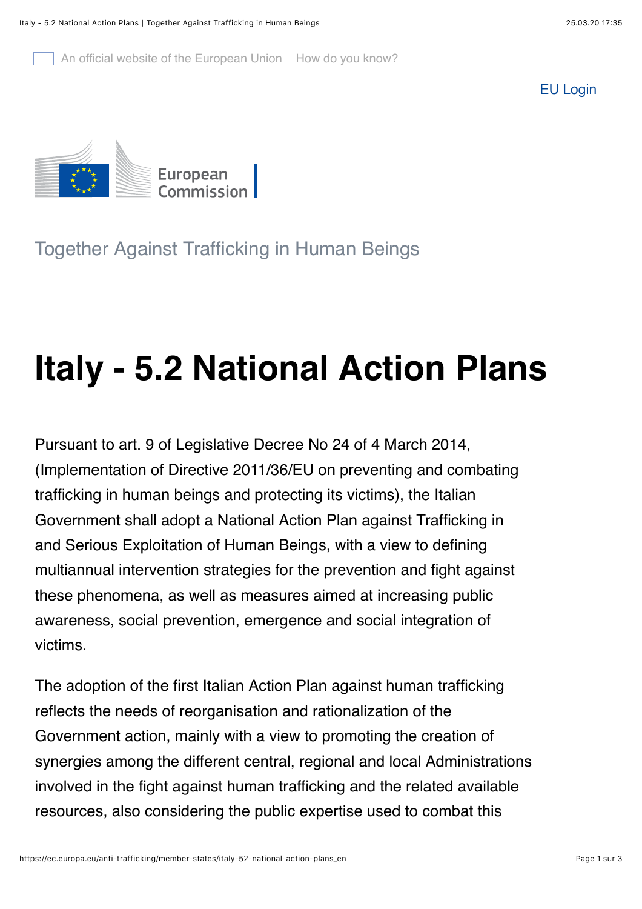Together Against Trafficking in Human Beings

# Italy - 5.2 National Action Plans

Pursuant to art. 9 of Legislative Decree No 24 of 4 March 2014, (Implementation of Directive 2011/36/EU on preventing and combating trafficking in human beings and protecting its victims), the Italian Government shall adopt a National Action Plan against Trafficking in and Serious Exploitation of Human Beings, with a view to defining multiannual intervention strategies for the prevention and fight against these phenomena, as well as measures aimed at increasing public awareness, social prevention, emergence and social integration of victims.

The adoption of the first Italian Action Plan against human trafficking reflects the needs of reorganisation and rationalization of the Government action, mainly with a view to promoting the creation of synergies among the different central, regional and local Administrations involved in the fight against human trafficking and the related available resources, also considering the public expertise used to combat this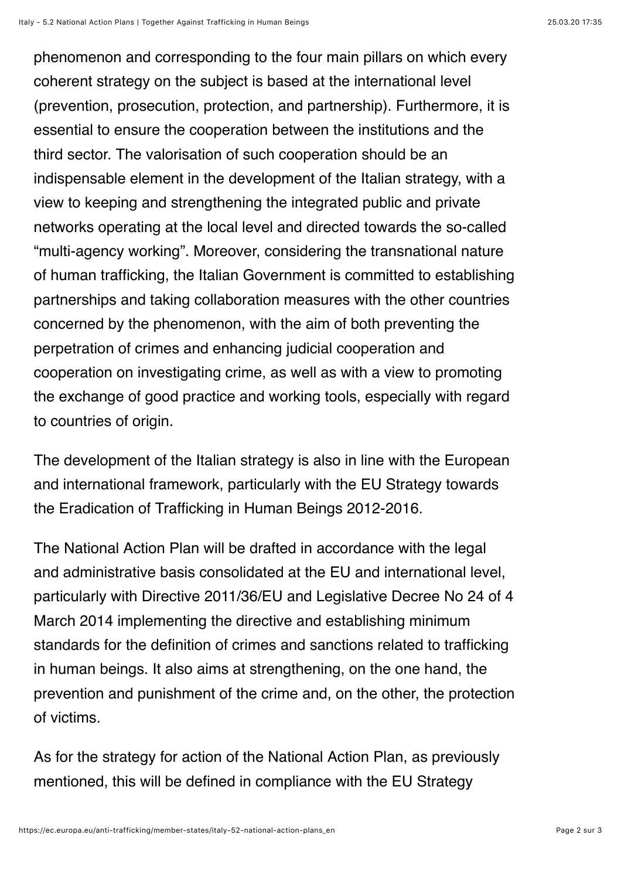phenomenon and corresponding to the four main pillars on which every coherent strategy on the subject is based at the international level (prevention, prosecution, protection, and partnership). Furthermore, it is essential to ensure the cooperation between the institutions and the third sector. The valorisation of such cooperation should be an indispensable element in the development of the Italian strategy, with a view to keeping and strengthening the integrated public and private networks operating at the local level and directed towards the so-called "multi-agency working". Moreover, considering the transnational nature of human trafficking, the Italian Government is committed to establishing partnerships and taking collaboration measures with the other countries concerned by the phenomenon, with the aim of both preventing the perpetration of crimes and enhancing judicial cooperation and cooperation on investigating crime, as well as with a view to promoting the exchange of good practice and working tools, especially with regard to countries of origin.

The development of the Italian strategy is also in line with the European and international framework, particularly with the EU Strategy towards the Eradication of Trafficking in Human Beings 2012-2016.

The National Action Plan will be drafted in accordance with the legal and administrative basis consolidated at the EU and international level, particularly with Directive 2011/36/EU and Legislative Decree No 24 of 4 March 2014 implementing the directive and establishing minimum standards for the definition of crimes and sanctions related to trafficking in human beings. It also aims at strengthening, on the one hand, the prevention and punishment of the crime and, on the other, the protection of victims.

As for the strategy for action of the National Action Plan, as previously mentioned, this will be defined in compliance with the EU Strategy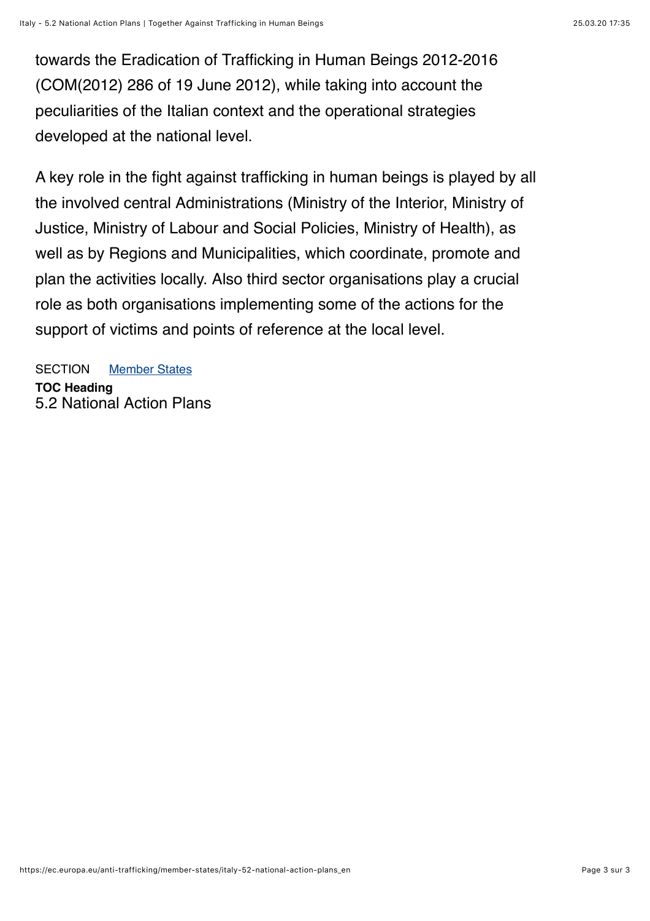towards the Eradication of Trafficking in Human Beings 2012-2016 (COM(2012) 286 of 19 June 2012), while taking into account the peculiarities of the Italian context and the operational strategies developed at the national level.

A key role in the fight against trafficking in human beings is played by all the involved central Administrations (Ministry of the Interior, Ministry of Justice, Ministry of Labour and Social Policies, Ministry of Health), as well as by Regions and Municipalities, which coordinate, promote and plan the activities locally. Also third sector organisations play a crucial role as both organisations implementing some of the actions for the support of victims and points of reference at the local level.

SECTION Member States

**TOC Heading**

5.2 National Action Plans